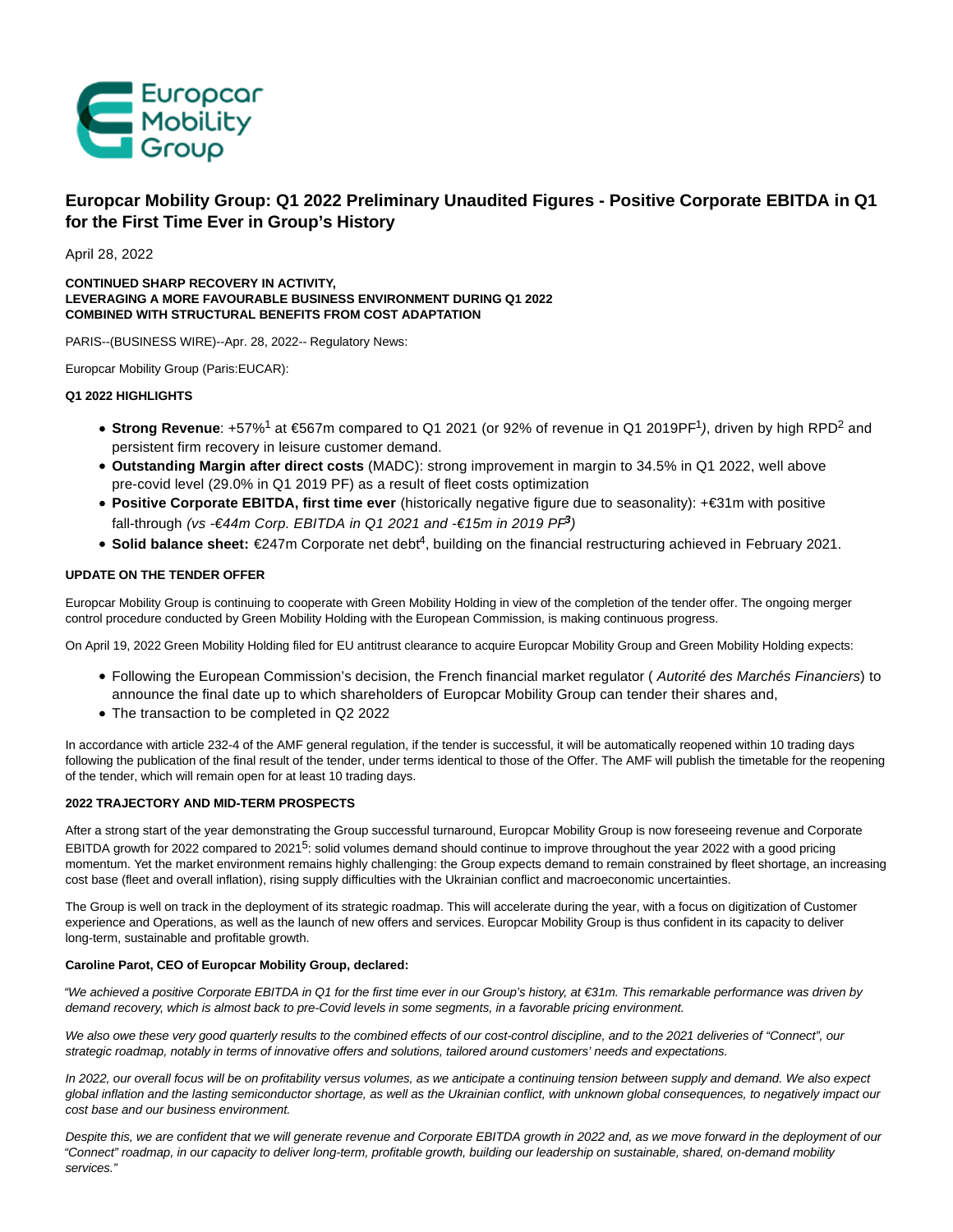# Europcar Mobility Group: Q1 2022 Preliminary Unaudited Figures - Positive Corporate EBITDA in Q1 for the First Time Ever in Group's History

April 28, 2022

**CONTINUED SHARP RECOVERY IN ACTIVITY,**
**LEVERAGING A MORE FAVOURABLE BUSINESS ENVIRONMENT DURING Q1 2022**
**COMBINED WITH STRUCTURAL BENEFITS FROM COST ADAPTATION**

PARIS--(BUSINESS WIRE)--Apr. 28, 2022-- Regulatory News:

Europcar Mobility Group (Paris:EUCAR):

**Q1 2022 HIGHLIGHTS**

- **Strong Revenue**: +57%[1] at €567m compared to Q1 2021 (or 92% of revenue in Q1 2019PF[1]), driven by high RPD[2] and persistent firm recovery in leisure customer demand.
- **Outstanding Margin after direct costs** (MADC): strong improvement in margin to 34.5% in Q1 2022, well above pre-covid level (29.0% in Q1 2019 PF) as a result of fleet costs optimization
- **Positive Corporate EBITDA, first time ever** (historically negative figure due to seasonality): +€31m with positive fall-through *(vs -€44m Corp. EBITDA in Q1 2021 and -€15m in 2019 PF[3])*
- **Solid balance sheet:** €247m Corporate net debt[4], building on the financial restructuring achieved in February 2021.

**UPDATE ON THE TENDER OFFER**

Europcar Mobility Group is continuing to cooperate with Green Mobility Holding in view of the completion of the tender offer. The ongoing merger control procedure conducted by Green Mobility Holding with the European Commission, is making continuous progress.

On April 19, 2022 Green Mobility Holding filed for EU antitrust clearance to acquire Europcar Mobility Group and Green Mobility Holding expects:

- Following the European Commission's decision, the French financial market regulator ( *Autorité des Marchés Financiers*) to announce the final date up to which shareholders of Europcar Mobility Group can tender their shares and,
- The transaction to be completed in Q2 2022

In accordance with article 232-4 of the AMF general regulation, if the tender is successful, it will be automatically reopened within 10 trading days following the publication of the final result of the tender, under terms identical to those of the Offer. The AMF will publish the timetable for the reopening of the tender, which will remain open for at least 10 trading days.

**2022 TRAJECTORY AND MID-TERM PROSPECTS**

After a strong start of the year demonstrating the Group successful turnaround, Europcar Mobility Group is now foreseeing revenue and Corporate EBITDA growth for 2022 compared to 2021[5]: solid volumes demand should continue to improve throughout the year 2022 with a good pricing momentum. Yet the market environment remains highly challenging: the Group expects demand to remain constrained by fleet shortage, an increasing cost base (fleet and overall inflation), rising supply difficulties with the Ukrainian conflict and macroeconomic uncertainties.

The Group is well on track in the deployment of its strategic roadmap. This will accelerate during the year, with a focus on digitization of Customer experience and Operations, as well as the launch of new offers and services. Europcar Mobility Group is thus confident in its capacity to deliver long-term, sustainable and profitable growth.

**Caroline Parot, CEO of Europcar Mobility Group, declared:**

*"We achieved a positive Corporate EBITDA in Q1 for the first time ever in our Group's history, at €31m. This remarkable performance was driven by demand recovery, which is almost back to pre-Covid levels in some segments, in a favorable pricing environment.*

*We also owe these very good quarterly results to the combined effects of our cost-control discipline, and to the 2021 deliveries of "Connect", our strategic roadmap, notably in terms of innovative offers and solutions, tailored around customers' needs and expectations.*

*In 2022, our overall focus will be on profitability versus volumes, as we anticipate a continuing tension between supply and demand. We also expect global inflation and the lasting semiconductor shortage, as well as the Ukrainian conflict, with unknown global consequences, to negatively impact our cost base and our business environment.*

*Despite this, we are confident that we will generate revenue and Corporate EBITDA growth in 2022 and, as we move forward in the deployment of our "Connect" roadmap, in our capacity to deliver long-term, profitable growth, building our leadership on sustainable, shared, on-demand mobility services."*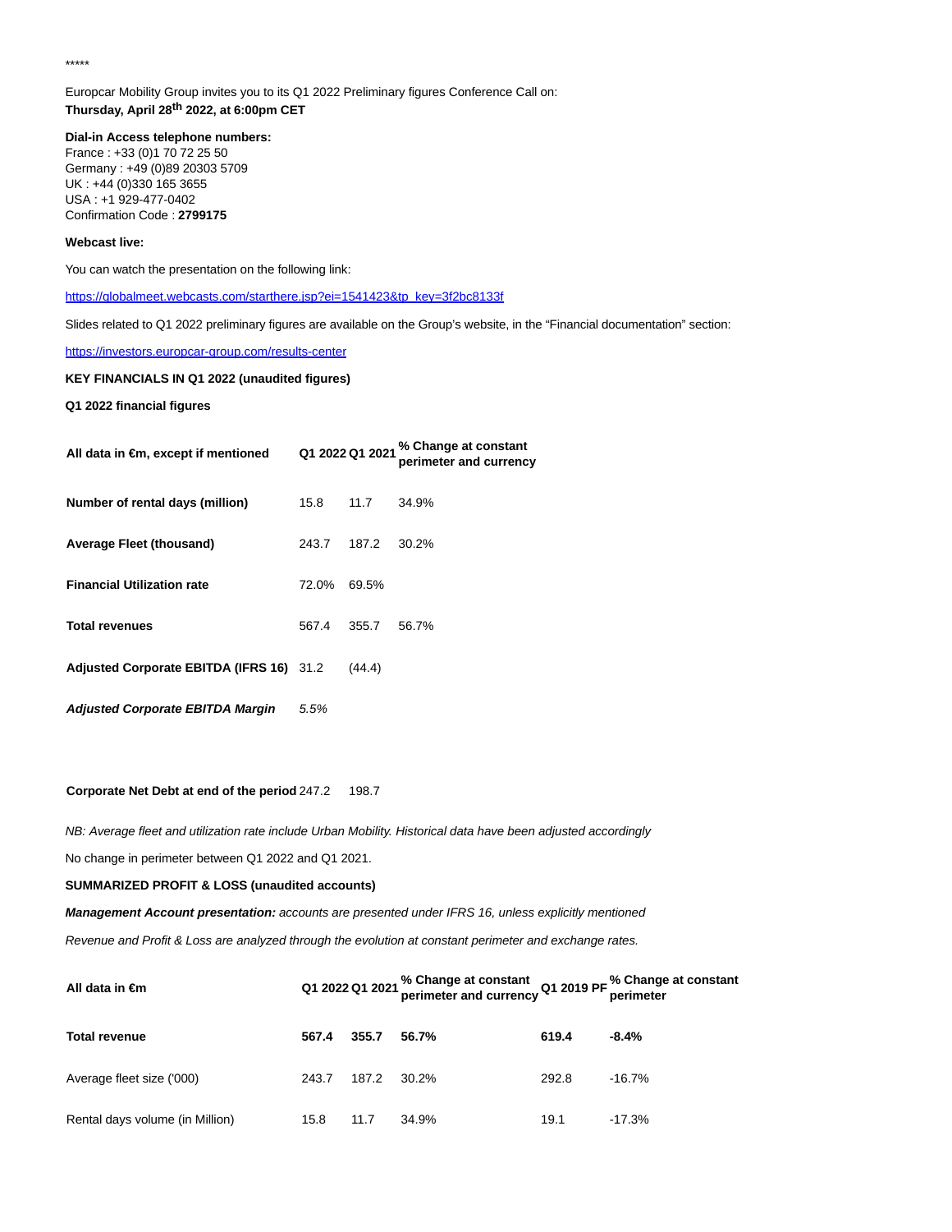*****

Europcar Mobility Group invites you to its Q1 2022 Preliminary figures Conference Call on:
**Thursday, April 28th 2022, at 6:00pm CET**

**Dial-in Access telephone numbers:**
France : +33 (0)1 70 72 25 50
Germany : +49 (0)89 20303 5709
UK : +44 (0)330 165 3655
USA : +1 929-477-0402
Confirmation Code : **2799175**

**Webcast live:**

You can watch the presentation on the following link:

https://globalmeet.webcasts.com/starthere.jsp?ei=1541423&tp_key=3f2bc8133f

Slides related to Q1 2022 preliminary figures are available on the Group's website, in the "Financial documentation" section:

https://investors.europcar-group.com/results-center

**KEY FINANCIALS IN Q1 2022 (unaudited figures)**

**Q1 2022 financial figures**

| All data in €m, except if mentioned | Q1 2022 | Q1 2021 | % Change at constant perimeter and currency |
|---|---|---|---|
| **Number of rental days (million)** | 15.8 | 11.7 | 34.9% |
| **Average Fleet (thousand)** | 243.7 | 187.2 | 30.2% |
| **Financial Utilization rate** | 72.0% | 69.5% | |
| **Total revenues** | 567.4 | 355.7 | 56.7% |
| **Adjusted Corporate EBITDA (IFRS 16)** | 31.2 | (44.4) | |
| ***Adjusted Corporate EBITDA Margin*** | *5.5%* | | |
| | | | |
| **Corporate Net Debt at end of the period** | 247.2 | 198.7 | |

*NB: Average fleet and utilization rate include Urban Mobility. Historical data have been adjusted accordingly*

No change in perimeter between Q1 2022 and Q1 2021.

**SUMMARIZED PROFIT & LOSS (unaudited accounts)**

***Management Account presentation:*** *accounts are presented under IFRS 16, unless explicitly mentioned*

*Revenue and Profit & Loss are analyzed through the evolution at constant perimeter and exchange rates.*

| All data in €m | Q1 2022 | Q1 2021 | % Change at constant perimeter and currency | Q1 2019 PF | % Change at constant perimeter |
|---|---|---|---|---|---|
| **Total revenue** | **567.4** | **355.7** | **56.7%** | **619.4** | **-8.4%** |
| Average fleet size ('000) | 243.7 | 187.2 | 30.2% | 292.8 | -16.7% |
| Rental days volume (in Million) | 15.8 | 11.7 | 34.9% | 19.1 | -17.3% |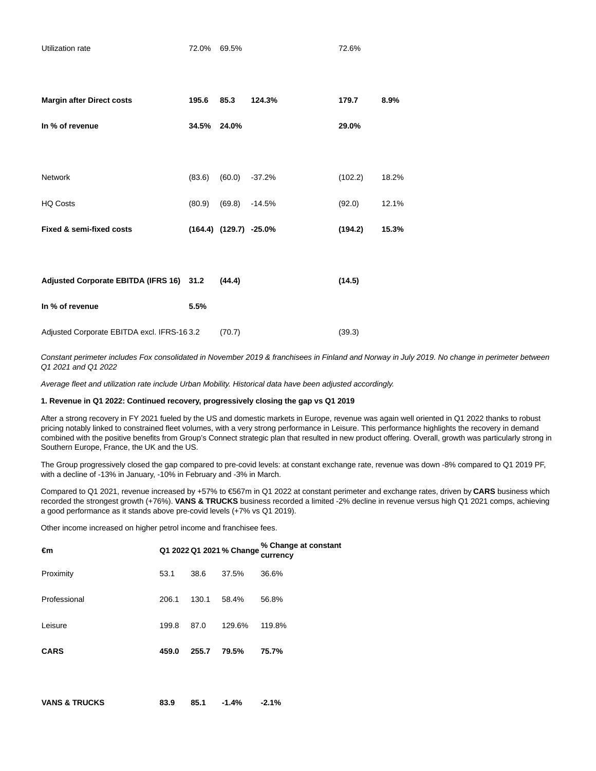| | | | | | |
|---|---|---|---|---|---|
| Utilization rate | 72.0% | 69.5% | | 72.6% | |
| **Margin after Direct costs** | **195.6** | **85.3** | **124.3%** | **179.7** | **8.9%** |
| **In % of revenue** | **34.5%** | **24.0%** | | **29.0%** | |
| Network | (83.6) | (60.0) | -37.2% | (102.2) | 18.2% |
| HQ Costs | (80.9) | (69.8) | -14.5% | (92.0) | 12.1% |
| **Fixed & semi-fixed costs** | **(164.4)** | **(129.7)** | **-25.0%** | **(194.2)** | **15.3%** |
| **Adjusted Corporate EBITDA (IFRS 16)** | **31.2** | **(44.4)** | | **(14.5)** | |
| **In % of revenue** | **5.5%** | | | | |
| Adjusted Corporate EBITDA excl. IFRS-16 | 3.2 | (70.7) | | (39.3) | |

*Constant perimeter includes Fox consolidated in November 2019 & franchisees in Finland and Norway in July 2019. No change in perimeter between Q1 2021 and Q1 2022*

*Average fleet and utilization rate include Urban Mobility. Historical data have been adjusted accordingly.*

**1. Revenue in Q1 2022: Continued recovery, progressively closing the gap vs Q1 2019**

After a strong recovery in FY 2021 fueled by the US and domestic markets in Europe, revenue was again well oriented in Q1 2022 thanks to robust pricing notably linked to constrained fleet volumes, with a very strong performance in Leisure. This performance highlights the recovery in demand combined with the positive benefits from Group's Connect strategic plan that resulted in new product offering. Overall, growth was particularly strong in Southern Europe, France, the UK and the US.

The Group progressively closed the gap compared to pre-covid levels: at constant exchange rate, revenue was down -8% compared to Q1 2019 PF, with a decline of -13% in January, -10% in February and -3% in March.

Compared to Q1 2021, revenue increased by +57% to €567m in Q1 2022 at constant perimeter and exchange rates, driven by **CARS** business which recorded the strongest growth (+76%). **VANS & TRUCKS** business recorded a limited -2% decline in revenue versus high Q1 2021 comps, achieving a good performance as it stands above pre-covid levels (+7% vs Q1 2019).

Other income increased on higher petrol income and franchisee fees.

| €m | Q1 2022 | Q1 2021 | % Change | % Change at constant currency |
|---|---|---|---|---|
| Proximity | 53.1 | 38.6 | 37.5% | 36.6% |
| Professional | 206.1 | 130.1 | 58.4% | 56.8% |
| Leisure | 199.8 | 87.0 | 129.6% | 119.8% |
| **CARS** | **459.0** | **255.7** | **79.5%** | **75.7%** |
| **VANS & TRUCKS** | **83.9** | **85.1** | **-1.4%** | **-2.1%** |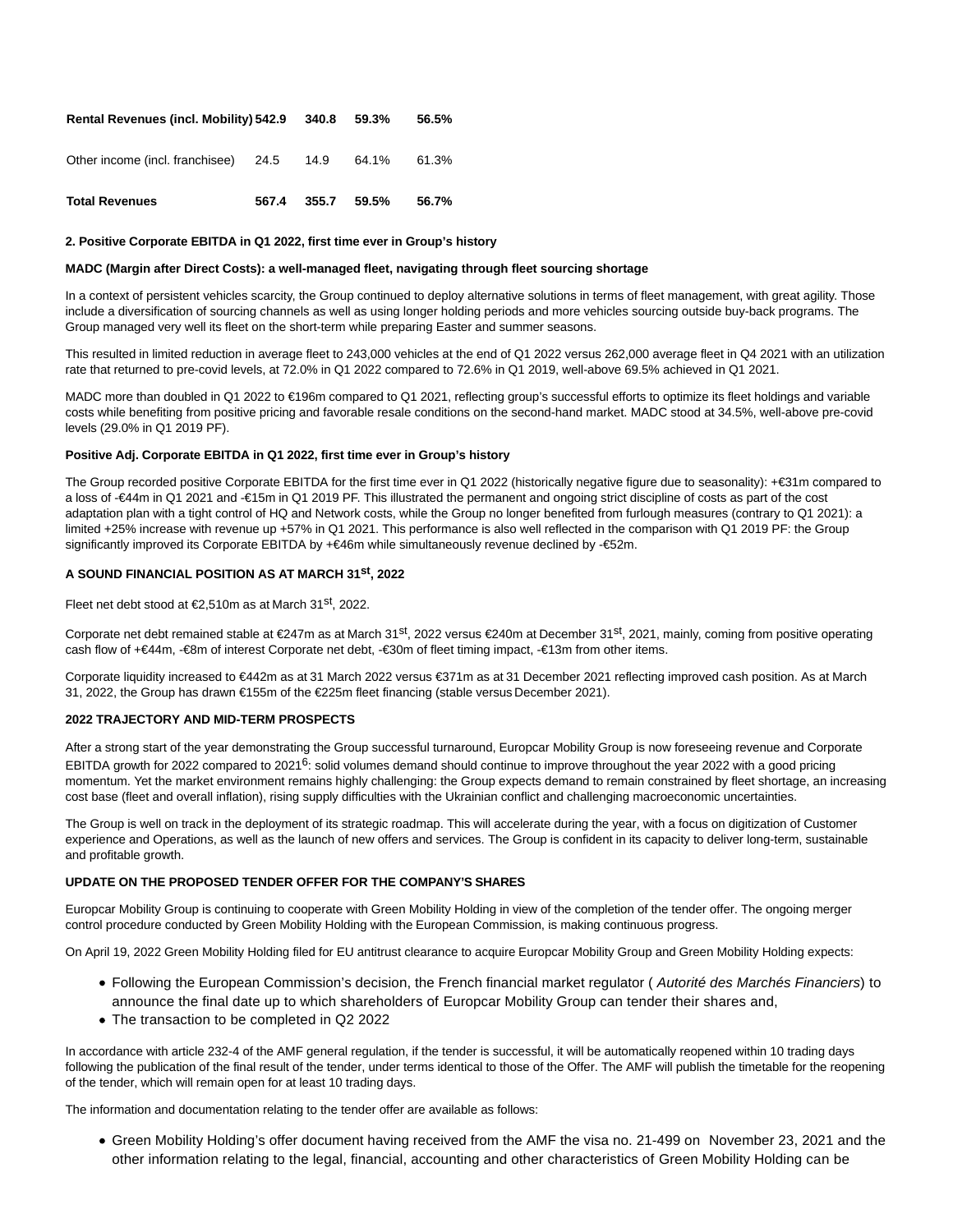| | | | | |
|---|---|---|---|---|
| **Rental Revenues (incl. Mobility)** | **542.9** | **340.8** | **59.3%** | **56.5%** |
| Other income (incl. franchisee) | 24.5 | 14.9 | 64.1% | 61.3% |
| **Total Revenues** | **567.4** | **355.7** | **59.5%** | **56.7%** |

**2. Positive Corporate EBITDA in Q1 2022, first time ever in Group's history**

**MADC (Margin after Direct Costs): a well-managed fleet, navigating through fleet sourcing shortage**

In a context of persistent vehicles scarcity, the Group continued to deploy alternative solutions in terms of fleet management, with great agility. Those include a diversification of sourcing channels as well as using longer holding periods and more vehicles sourcing outside buy-back programs. The Group managed very well its fleet on the short-term while preparing Easter and summer seasons.

This resulted in limited reduction in average fleet to 243,000 vehicles at the end of Q1 2022 versus 262,000 average fleet in Q4 2021 with an utilization rate that returned to pre-covid levels, at 72.0% in Q1 2022 compared to 72.6% in Q1 2019, well-above 69.5% achieved in Q1 2021.

MADC more than doubled in Q1 2022 to €196m compared to Q1 2021, reflecting group's successful efforts to optimize its fleet holdings and variable costs while benefiting from positive pricing and favorable resale conditions on the second-hand market. MADC stood at 34.5%, well-above pre-covid levels (29.0% in Q1 2019 PF).

**Positive Adj. Corporate EBITDA in Q1 2022, first time ever in Group's history**

The Group recorded positive Corporate EBITDA for the first time ever in Q1 2022 (historically negative figure due to seasonality): +€31m compared to a loss of -€44m in Q1 2021 and -€15m in Q1 2019 PF. This illustrated the permanent and ongoing strict discipline of costs as part of the cost adaptation plan with a tight control of HQ and Network costs, while the Group no longer benefited from furlough measures (contrary to Q1 2021): a limited +25% increase with revenue up +57% in Q1 2021. This performance is also well reflected in the comparison with Q1 2019 PF: the Group significantly improved its Corporate EBITDA by +€46m while simultaneously revenue declined by -€52m.

**A SOUND FINANCIAL POSITION AS AT MARCH 31st, 2022**

Fleet net debt stood at €2,510m as at March 31st, 2022.

Corporate net debt remained stable at €247m as at March 31st, 2022 versus €240m at December 31st, 2021, mainly, coming from positive operating cash flow of +€44m, -€8m of interest Corporate net debt, -€30m of fleet timing impact, -€13m from other items.

Corporate liquidity increased to €442m as at 31 March 2022 versus €371m as at 31 December 2021 reflecting improved cash position. As at March 31, 2022, the Group has drawn €155m of the €225m fleet financing (stable versus December 2021).

**2022 TRAJECTORY AND MID-TERM PROSPECTS**

After a strong start of the year demonstrating the Group successful turnaround, Europcar Mobility Group is now foreseeing revenue and Corporate EBITDA growth for 2022 compared to 2021[6]: solid volumes demand should continue to improve throughout the year 2022 with a good pricing momentum. Yet the market environment remains highly challenging: the Group expects demand to remain constrained by fleet shortage, an increasing cost base (fleet and overall inflation), rising supply difficulties with the Ukrainian conflict and challenging macroeconomic uncertainties.

The Group is well on track in the deployment of its strategic roadmap. This will accelerate during the year, with a focus on digitization of Customer experience and Operations, as well as the launch of new offers and services. The Group is confident in its capacity to deliver long-term, sustainable and profitable growth.

**UPDATE ON THE PROPOSED TENDER OFFER FOR THE COMPANY'S SHARES**

Europcar Mobility Group is continuing to cooperate with Green Mobility Holding in view of the completion of the tender offer. The ongoing merger control procedure conducted by Green Mobility Holding with the European Commission, is making continuous progress.

On April 19, 2022 Green Mobility Holding filed for EU antitrust clearance to acquire Europcar Mobility Group and Green Mobility Holding expects:

- Following the European Commission's decision, the French financial market regulator ( *Autorité des Marchés Financiers*) to announce the final date up to which shareholders of Europcar Mobility Group can tender their shares and,
- The transaction to be completed in Q2 2022

In accordance with article 232-4 of the AMF general regulation, if the tender is successful, it will be automatically reopened within 10 trading days following the publication of the final result of the tender, under terms identical to those of the Offer. The AMF will publish the timetable for the reopening of the tender, which will remain open for at least 10 trading days.

The information and documentation relating to the tender offer are available as follows:

- Green Mobility Holding's offer document having received from the AMF the visa no. 21-499 on November 23, 2021 and the other information relating to the legal, financial, accounting and other characteristics of Green Mobility Holding can be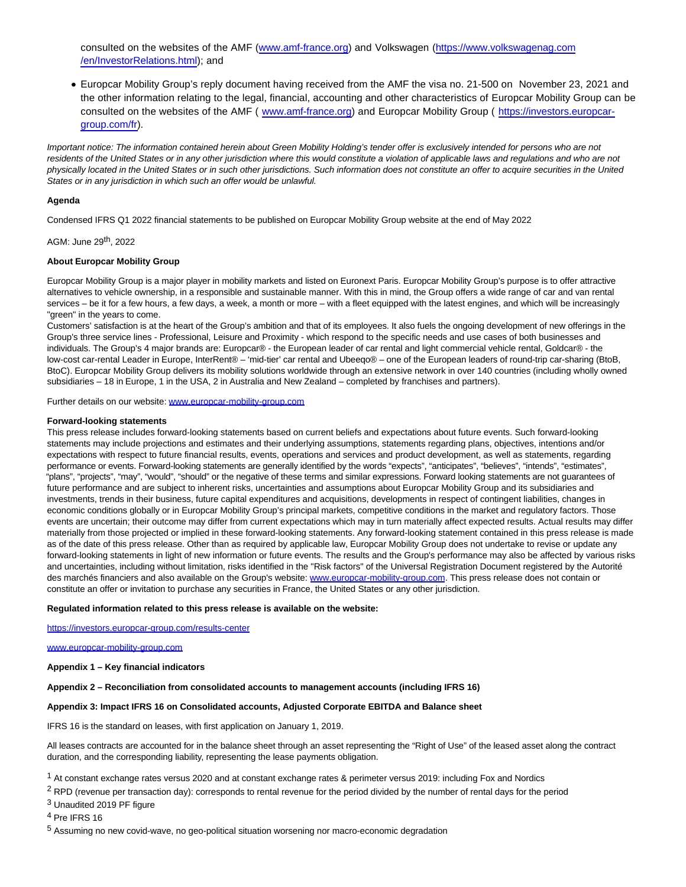consulted on the websites of the AMF ([www.amf-france.org](http://www.amf-france.org)) and Volkswagen ([https://www.volkswagenag.com/en/InvestorRelations.html](https://www.volkswagenag.com/en/InvestorRelations.html)); and

- Europcar Mobility Group's reply document having received from the AMF the visa no. 21-500 on November 23, 2021 and the other information relating to the legal, financial, accounting and other characteristics of Europcar Mobility Group can be consulted on the websites of the AMF ( [www.amf-france.org](http://www.amf-france.org)) and Europcar Mobility Group ( [https://investors.europcar-group.com/fr](https://investors.europcar-group.com/fr)).

*Important notice: The information contained herein about Green Mobility Holding's tender offer is exclusively intended for persons who are not residents of the United States or in any other jurisdiction where this would constitute a violation of applicable laws and regulations and who are not physically located in the United States or in such other jurisdictions. Such information does not constitute an offer to acquire securities in the United States or in any jurisdiction in which such an offer would be unlawful.*

**Agenda**

Condensed IFRS Q1 2022 financial statements to be published on Europcar Mobility Group website at the end of May 2022

AGM: June 29th, 2022

**About Europcar Mobility Group**

Europcar Mobility Group is a major player in mobility markets and listed on Euronext Paris. Europcar Mobility Group's purpose is to offer attractive alternatives to vehicle ownership, in a responsible and sustainable manner. With this in mind, the Group offers a wide range of car and van rental services – be it for a few hours, a few days, a week, a month or more – with a fleet equipped with the latest engines, and which will be increasingly "green" in the years to come.
Customers' satisfaction is at the heart of the Group's ambition and that of its employees. It also fuels the ongoing development of new offerings in the Group's three service lines - Professional, Leisure and Proximity - which respond to the specific needs and use cases of both businesses and individuals. The Group's 4 major brands are: Europcar® - the European leader of car rental and light commercial vehicle rental, Goldcar® - the low-cost car-rental Leader in Europe, InterRent® – 'mid-tier' car rental and Ubeeqo® – one of the European leaders of round-trip car-sharing (BtoB, BtoC). Europcar Mobility Group delivers its mobility solutions worldwide through an extensive network in over 140 countries (including wholly owned subsidiaries – 18 in Europe, 1 in the USA, 2 in Australia and New Zealand – completed by franchises and partners).

Further details on our website: [www.europcar-mobility-group.com](http://www.europcar-mobility-group.com)

**Forward-looking statements**

This press release includes forward-looking statements based on current beliefs and expectations about future events. Such forward-looking statements may include projections and estimates and their underlying assumptions, statements regarding plans, objectives, intentions and/or expectations with respect to future financial results, events, operations and services and product development, as well as statements, regarding performance or events. Forward-looking statements are generally identified by the words "expects", "anticipates", "believes", "intends", "estimates", "plans", "projects", "may", "would", "should" or the negative of these terms and similar expressions. Forward looking statements are not guarantees of future performance and are subject to inherent risks, uncertainties and assumptions about Europcar Mobility Group and its subsidiaries and investments, trends in their business, future capital expenditures and acquisitions, developments in respect of contingent liabilities, changes in economic conditions globally or in Europcar Mobility Group's principal markets, competitive conditions in the market and regulatory factors. Those events are uncertain; their outcome may differ from current expectations which may in turn materially affect expected results. Actual results may differ materially from those projected or implied in these forward-looking statements. Any forward-looking statement contained in this press release is made as of the date of this press release. Other than as required by applicable law, Europcar Mobility Group does not undertake to revise or update any forward-looking statements in light of new information or future events. The results and the Group's performance may also be affected by various risks and uncertainties, including without limitation, risks identified in the "Risk factors" of the Universal Registration Document registered by the Autorité des marchés financiers and also available on the Group's website: [www.europcar-mobility-group.com](http://www.europcar-mobility-group.com). This press release does not contain or constitute an offer or invitation to purchase any securities in France, the United States or any other jurisdiction.

**Regulated information related to this press release is available on the website:**

[https://investors.europcar-group.com/results-center](https://investors.europcar-group.com/results-center)

[www.europcar-mobility-group.com](http://www.europcar-mobility-group.com)

**Appendix 1 – Key financial indicators**

**Appendix 2 – Reconciliation from consolidated accounts to management accounts (including IFRS 16)**

**Appendix 3: Impact IFRS 16 on Consolidated accounts, Adjusted Corporate EBITDA and Balance sheet**

IFRS 16 is the standard on leases, with first application on January 1, 2019.

All leases contracts are accounted for in the balance sheet through an asset representing the "Right of Use" of the leased asset along the contract duration, and the corresponding liability, representing the lease payments obligation.

[1] At constant exchange rates versus 2020 and at constant exchange rates & perimeter versus 2019: including Fox and Nordics

[2] RPD (revenue per transaction day): corresponds to rental revenue for the period divided by the number of rental days for the period

[3] Unaudited 2019 PF figure

[4] Pre IFRS 16

[5] Assuming no new covid-wave, no geo-political situation worsening nor macro-economic degradation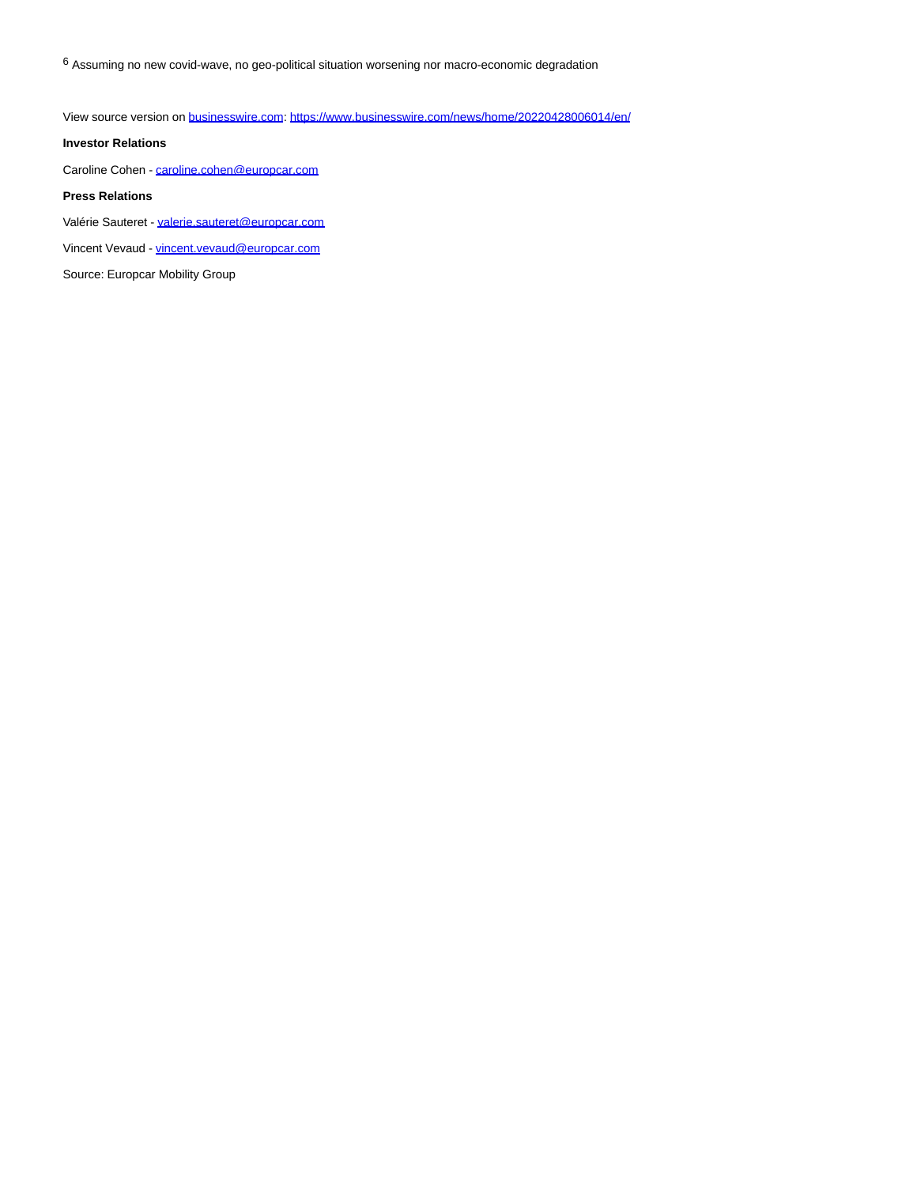[6] Assuming no new covid-wave, no geo-political situation worsening nor macro-economic degradation

View source version on businesswire.com: https://www.businesswire.com/news/home/20220428006014/en/

**Investor Relations**

Caroline Cohen - caroline.cohen@europcar.com

**Press Relations**

Valérie Sauteret - valerie.sauteret@europcar.com

Vincent Vevaud - vincent.vevaud@europcar.com

Source: Europcar Mobility Group